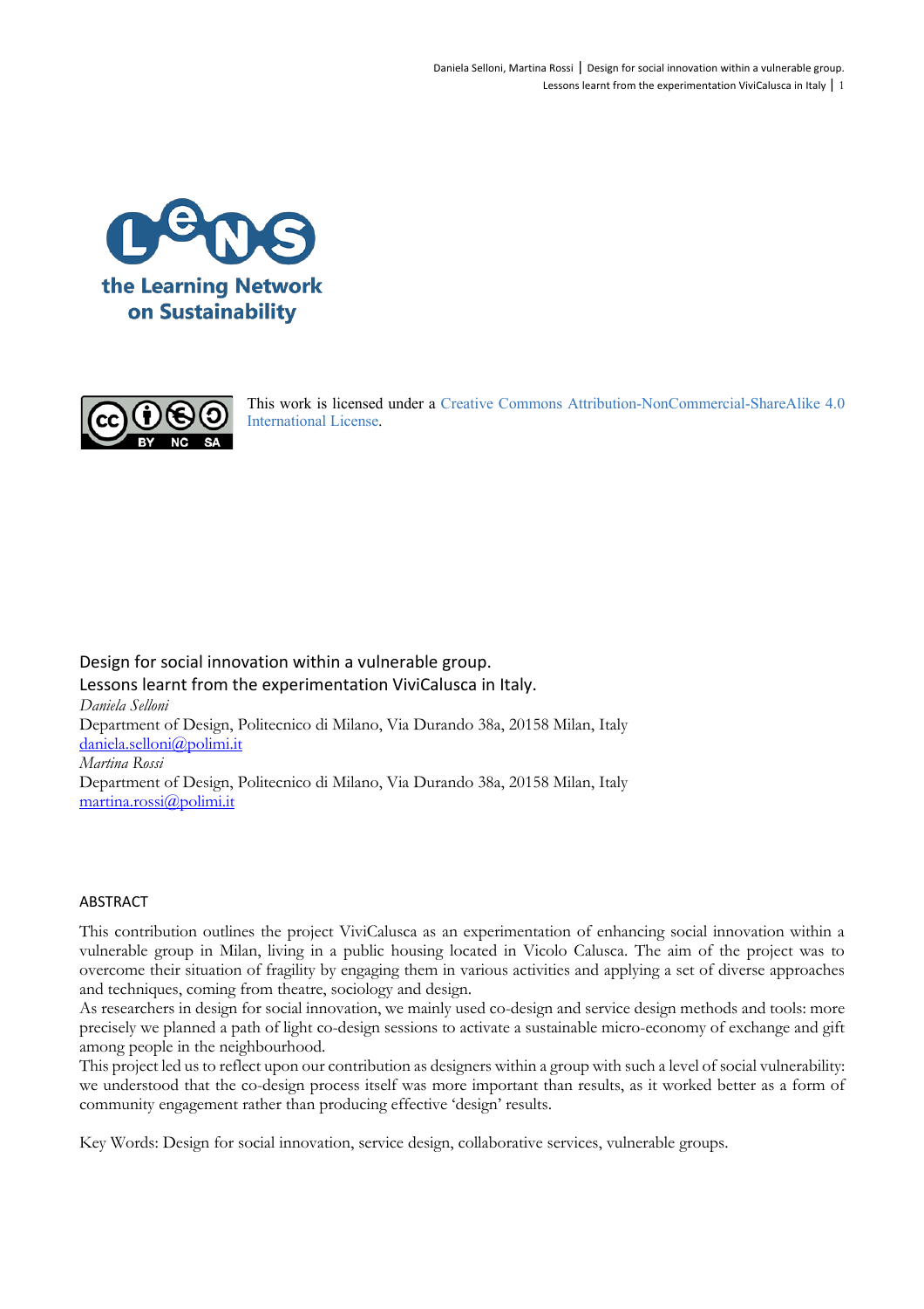the Learning Network on Sustainability

This work is licensed under a Creative Commons Attribution-NonCommercial-ShareAlike 4.0 International License.

# Design for social innovation within a vulnerable group. Lessons learnt from the experimentation ViviCalusca in Italy.

*Daniela Selloni*
Department of Design, Politecnico di Milano, Via Durando 38a, 20158 Milan, Italy
daniela.selloni@polimi.it
*Martina Rossi*
Department of Design, Politecnico di Milano, Via Durando 38a, 20158 Milan, Italy
martina.rossi@polimi.it

## ABSTRACT

This contribution outlines the project ViviCalusca as an experimentation of enhancing social innovation within a vulnerable group in Milan, living in a public housing located in Vicolo Calusca. The aim of the project was to overcome their situation of fragility by engaging them in various activities and applying a set of diverse approaches and techniques, coming from theatre, sociology and design.
As researchers in design for social innovation, we mainly used co-design and service design methods and tools: more precisely we planned a path of light co-design sessions to activate a sustainable micro-economy of exchange and gift among people in the neighbourhood.
This project led us to reflect upon our contribution as designers within a group with such a level of social vulnerability: we understood that the co-design process itself was more important than results, as it worked better as a form of community engagement rather than producing effective 'design' results.

Key Words: Design for social innovation, service design, collaborative services, vulnerable groups.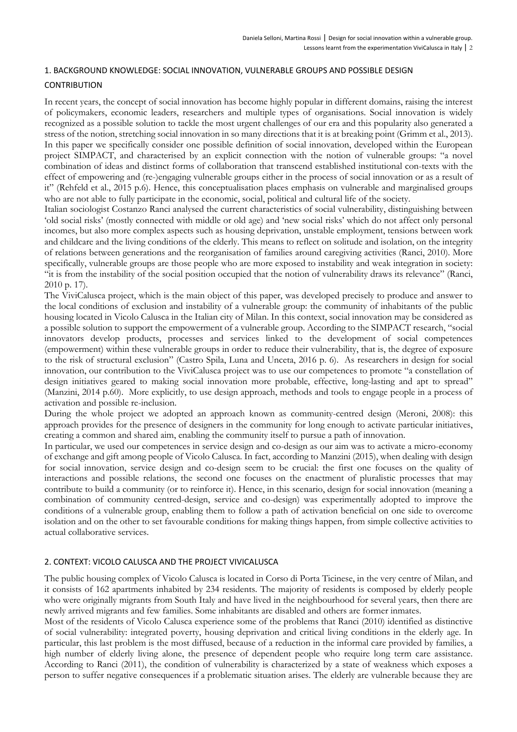## 1. BACKGROUND KNOWLEDGE: SOCIAL INNOVATION, VULNERABLE GROUPS AND POSSIBLE DESIGN CONTRIBUTION

In recent years, the concept of social innovation has become highly popular in different domains, raising the interest of policymakers, economic leaders, researchers and multiple types of organisations. Social innovation is widely recognized as a possible solution to tackle the most urgent challenges of our era and this popularity also generated a stress of the notion, stretching social innovation in so many directions that it is at breaking point (Grimm et al., 2013). In this paper we specifically consider one possible definition of social innovation, developed within the European project SIMPACT, and characterised by an explicit connection with the notion of vulnerable groups: "a novel combination of ideas and distinct forms of collaboration that transcend established institutional con-texts with the effect of empowering and (re-)engaging vulnerable groups either in the process of social innovation or as a result of it" (Rehfeld et al., 2015 p.6). Hence, this conceptualisation places emphasis on vulnerable and marginalised groups who are not able to fully participate in the economic, social, political and cultural life of the society.

Italian sociologist Costanzo Ranci analysed the current characteristics of social vulnerability, distinguishing between 'old social risks' (mostly connected with middle or old age) and 'new social risks' which do not affect only personal incomes, but also more complex aspects such as housing deprivation, unstable employment, tensions between work and childcare and the living conditions of the elderly. This means to reflect on solitude and isolation, on the integrity of relations between generations and the reorganisation of families around caregiving activities (Ranci, 2010). More specifically, vulnerable groups are those people who are more exposed to instability and weak integration in society: "it is from the instability of the social position occupied that the notion of vulnerability draws its relevance" (Ranci, 2010 p. 17).

The ViviCalusca project, which is the main object of this paper, was developed precisely to produce and answer to the local conditions of exclusion and instability of a vulnerable group: the community of inhabitants of the public housing located in Vicolo Calusca in the Italian city of Milan. In this context, social innovation may be considered as a possible solution to support the empowerment of a vulnerable group. According to the SIMPACT research, "social innovators develop products, processes and services linked to the development of social competences (empowerment) within these vulnerable groups in order to reduce their vulnerability, that is, the degree of exposure to the risk of structural exclusion" (Castro Spila, Luna and Unceta, 2016 p. 6). As researchers in design for social innovation, our contribution to the ViviCalusca project was to use our competences to promote "a constellation of design initiatives geared to making social innovation more probable, effective, long-lasting and apt to spread" (Manzini, 2014 p.60). More explicitly, to use design approach, methods and tools to engage people in a process of activation and possible re-inclusion.

During the whole project we adopted an approach known as community-centred design (Meroni, 2008): this approach provides for the presence of designers in the community for long enough to activate particular initiatives, creating a common and shared aim, enabling the community itself to pursue a path of innovation.

In particular, we used our competences in service design and co-design as our aim was to activate a micro-economy of exchange and gift among people of Vicolo Calusca. In fact, according to Manzini (2015), when dealing with design for social innovation, service design and co-design seem to be crucial: the first one focuses on the quality of interactions and possible relations, the second one focuses on the enactment of pluralistic processes that may contribute to build a community (or to reinforce it). Hence, in this scenario, design for social innovation (meaning a combination of community centred-design, service and co-design) was experimentally adopted to improve the conditions of a vulnerable group, enabling them to follow a path of activation beneficial on one side to overcome isolation and on the other to set favourable conditions for making things happen, from simple collective activities to actual collaborative services.

## 2. CONTEXT: VICOLO CALUSCA AND THE PROJECT VIVICALUSCA

The public housing complex of Vicolo Calusca is located in Corso di Porta Ticinese, in the very centre of Milan, and it consists of 162 apartments inhabited by 234 residents. The majority of residents is composed by elderly people who were originally migrants from South Italy and have lived in the neighbourhood for several years, then there are newly arrived migrants and few families. Some inhabitants are disabled and others are former inmates.

Most of the residents of Vicolo Calusca experience some of the problems that Ranci (2010) identified as distinctive of social vulnerability: integrated poverty, housing deprivation and critical living conditions in the elderly age. In particular, this last problem is the most diffused, because of a reduction in the informal care provided by families, a high number of elderly living alone, the presence of dependent people who require long term care assistance. According to Ranci (2011), the condition of vulnerability is characterized by a state of weakness which exposes a person to suffer negative consequences if a problematic situation arises. The elderly are vulnerable because they are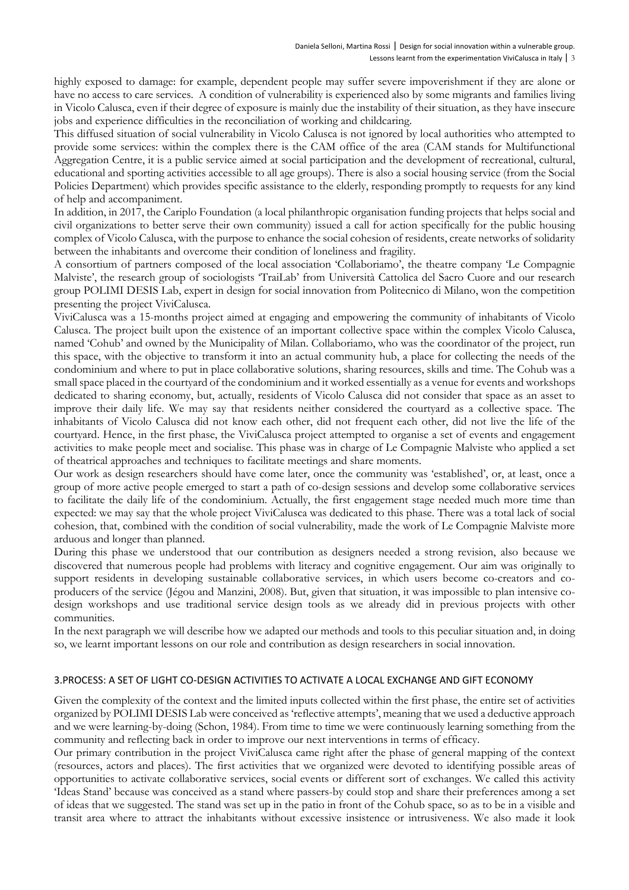highly exposed to damage: for example, dependent people may suffer severe impoverishment if they are alone or have no access to care services. A condition of vulnerability is experienced also by some migrants and families living in Vicolo Calusca, even if their degree of exposure is mainly due the instability of their situation, as they have insecure jobs and experience difficulties in the reconciliation of working and childcaring.

This diffused situation of social vulnerability in Vicolo Calusca is not ignored by local authorities who attempted to provide some services: within the complex there is the CAM office of the area (CAM stands for Multifunctional Aggregation Centre, it is a public service aimed at social participation and the development of recreational, cultural, educational and sporting activities accessible to all age groups). There is also a social housing service (from the Social Policies Department) which provides specific assistance to the elderly, responding promptly to requests for any kind of help and accompaniment.

In addition, in 2017, the Cariplo Foundation (a local philanthropic organisation funding projects that helps social and civil organizations to better serve their own community) issued a call for action specifically for the public housing complex of Vicolo Calusca, with the purpose to enhance the social cohesion of residents, create networks of solidarity between the inhabitants and overcome their condition of loneliness and fragility.

A consortium of partners composed of the local association 'Collaboriamo', the theatre company 'Le Compagnie Malviste', the research group of sociologists 'TraiLab' from Università Cattolica del Sacro Cuore and our research group POLIMI DESIS Lab, expert in design for social innovation from Politecnico di Milano, won the competition presenting the project ViviCalusca.

ViviCalusca was a 15-months project aimed at engaging and empowering the community of inhabitants of Vicolo Calusca. The project built upon the existence of an important collective space within the complex Vicolo Calusca, named 'Cohub' and owned by the Municipality of Milan. Collaboriamo, who was the coordinator of the project, run this space, with the objective to transform it into an actual community hub, a place for collecting the needs of the condominium and where to put in place collaborative solutions, sharing resources, skills and time. The Cohub was a small space placed in the courtyard of the condominium and it worked essentially as a venue for events and workshops dedicated to sharing economy, but, actually, residents of Vicolo Calusca did not consider that space as an asset to improve their daily life. We may say that residents neither considered the courtyard as a collective space. The inhabitants of Vicolo Calusca did not know each other, did not frequent each other, did not live the life of the courtyard. Hence, in the first phase, the ViviCalusca project attempted to organise a set of events and engagement activities to make people meet and socialise. This phase was in charge of Le Compagnie Malviste who applied a set of theatrical approaches and techniques to facilitate meetings and share moments.

Our work as design researchers should have come later, once the community was 'established', or, at least, once a group of more active people emerged to start a path of co-design sessions and develop some collaborative services to facilitate the daily life of the condominium. Actually, the first engagement stage needed much more time than expected: we may say that the whole project ViviCalusca was dedicated to this phase. There was a total lack of social cohesion, that, combined with the condition of social vulnerability, made the work of Le Compagnie Malviste more arduous and longer than planned.

During this phase we understood that our contribution as designers needed a strong revision, also because we discovered that numerous people had problems with literacy and cognitive engagement. Our aim was originally to support residents in developing sustainable collaborative services, in which users become co-creators and co-producers of the service (Jégou and Manzini, 2008). But, given that situation, it was impossible to plan intensive co-design workshops and use traditional service design tools as we already did in previous projects with other communities.

In the next paragraph we will describe how we adapted our methods and tools to this peculiar situation and, in doing so, we learnt important lessons on our role and contribution as design researchers in social innovation.

## 3.PROCESS: A SET OF LIGHT CO-DESIGN ACTIVITIES TO ACTIVATE A LOCAL EXCHANGE AND GIFT ECONOMY

Given the complexity of the context and the limited inputs collected within the first phase, the entire set of activities organized by POLIMI DESIS Lab were conceived as 'reflective attempts', meaning that we used a deductive approach and we were learning-by-doing (Schon, 1984). From time to time we were continuously learning something from the community and reflecting back in order to improve our next interventions in terms of efficacy.

Our primary contribution in the project ViviCalusca came right after the phase of general mapping of the context (resources, actors and places). The first activities that we organized were devoted to identifying possible areas of opportunities to activate collaborative services, social events or different sort of exchanges. We called this activity 'Ideas Stand' because was conceived as a stand where passers-by could stop and share their preferences among a set of ideas that we suggested. The stand was set up in the patio in front of the Cohub space, so as to be in a visible and transit area where to attract the inhabitants without excessive insistence or intrusiveness. We also made it look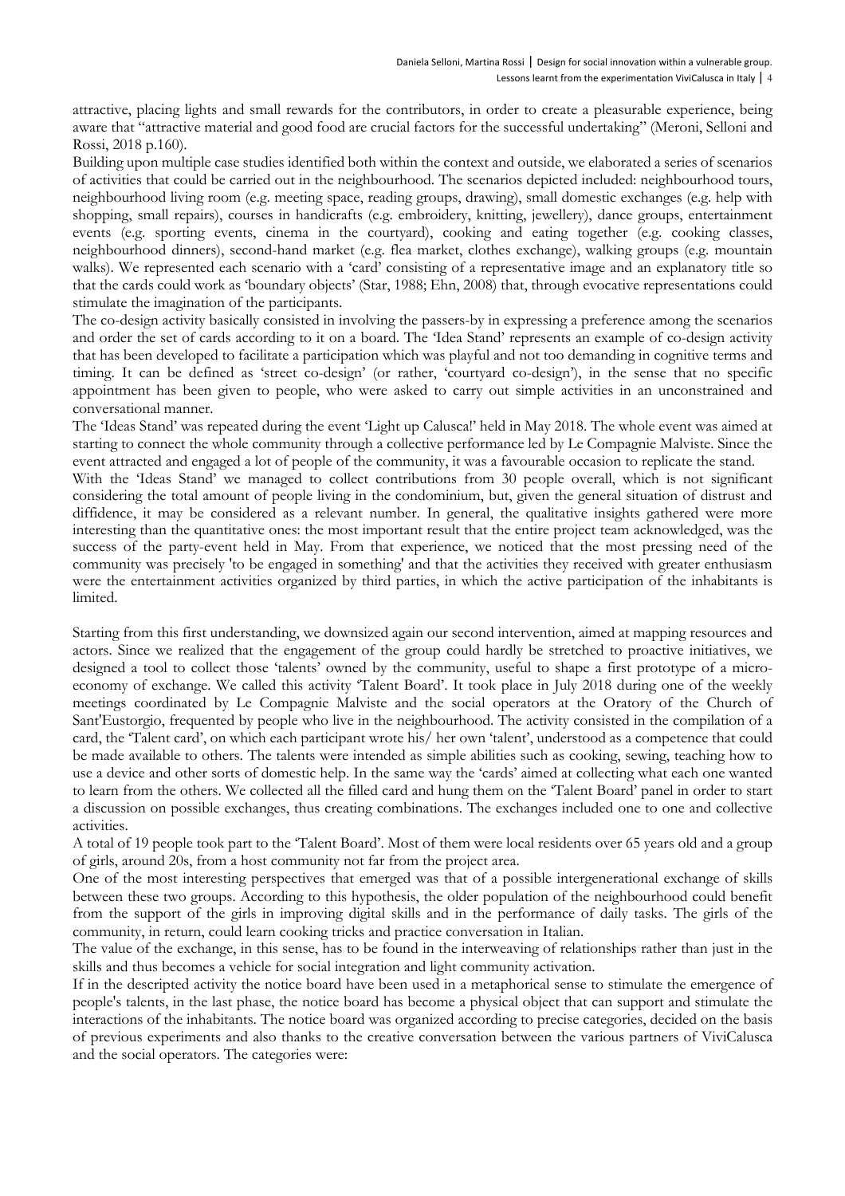attractive, placing lights and small rewards for the contributors, in order to create a pleasurable experience, being aware that "attractive material and good food are crucial factors for the successful undertaking" (Meroni, Selloni and Rossi, 2018 p.160).

Building upon multiple case studies identified both within the context and outside, we elaborated a series of scenarios of activities that could be carried out in the neighbourhood. The scenarios depicted included: neighbourhood tours, neighbourhood living room (e.g. meeting space, reading groups, drawing), small domestic exchanges (e.g. help with shopping, small repairs), courses in handicrafts (e.g. embroidery, knitting, jewellery), dance groups, entertainment events (e.g. sporting events, cinema in the courtyard), cooking and eating together (e.g. cooking classes, neighbourhood dinners), second-hand market (e.g. flea market, clothes exchange), walking groups (e.g. mountain walks). We represented each scenario with a 'card' consisting of a representative image and an explanatory title so that the cards could work as 'boundary objects' (Star, 1988; Ehn, 2008) that, through evocative representations could stimulate the imagination of the participants.

The co-design activity basically consisted in involving the passers-by in expressing a preference among the scenarios and order the set of cards according to it on a board. The 'Idea Stand' represents an example of co-design activity that has been developed to facilitate a participation which was playful and not too demanding in cognitive terms and timing. It can be defined as 'street co-design' (or rather, 'courtyard co-design'), in the sense that no specific appointment has been given to people, who were asked to carry out simple activities in an unconstrained and conversational manner.

The 'Ideas Stand' was repeated during the event 'Light up Calusca!' held in May 2018. The whole event was aimed at starting to connect the whole community through a collective performance led by Le Compagnie Malviste. Since the event attracted and engaged a lot of people of the community, it was a favourable occasion to replicate the stand.

With the 'Ideas Stand' we managed to collect contributions from 30 people overall, which is not significant considering the total amount of people living in the condominium, but, given the general situation of distrust and diffidence, it may be considered as a relevant number. In general, the qualitative insights gathered were more interesting than the quantitative ones: the most important result that the entire project team acknowledged, was the success of the party-event held in May. From that experience, we noticed that the most pressing need of the community was precisely 'to be engaged in something' and that the activities they received with greater enthusiasm were the entertainment activities organized by third parties, in which the active participation of the inhabitants is limited.

Starting from this first understanding, we downsized again our second intervention, aimed at mapping resources and actors. Since we realized that the engagement of the group could hardly be stretched to proactive initiatives, we designed a tool to collect those 'talents' owned by the community, useful to shape a first prototype of a micro-economy of exchange. We called this activity 'Talent Board'. It took place in July 2018 during one of the weekly meetings coordinated by Le Compagnie Malviste and the social operators at the Oratory of the Church of Sant'Eustorgio, frequented by people who live in the neighbourhood. The activity consisted in the compilation of a card, the 'Talent card', on which each participant wrote his/ her own 'talent', understood as a competence that could be made available to others. The talents were intended as simple abilities such as cooking, sewing, teaching how to use a device and other sorts of domestic help. In the same way the 'cards' aimed at collecting what each one wanted to learn from the others. We collected all the filled card and hung them on the 'Talent Board' panel in order to start a discussion on possible exchanges, thus creating combinations. The exchanges included one to one and collective activities.

A total of 19 people took part to the 'Talent Board'. Most of them were local residents over 65 years old and a group of girls, around 20s, from a host community not far from the project area.

One of the most interesting perspectives that emerged was that of a possible intergenerational exchange of skills between these two groups. According to this hypothesis, the older population of the neighbourhood could benefit from the support of the girls in improving digital skills and in the performance of daily tasks. The girls of the community, in return, could learn cooking tricks and practice conversation in Italian.

The value of the exchange, in this sense, has to be found in the interweaving of relationships rather than just in the skills and thus becomes a vehicle for social integration and light community activation.

If in the descripted activity the notice board have been used in a metaphorical sense to stimulate the emergence of people's talents, in the last phase, the notice board has become a physical object that can support and stimulate the interactions of the inhabitants. The notice board was organized according to precise categories, decided on the basis of previous experiments and also thanks to the creative conversation between the various partners of ViviCalusca and the social operators. The categories were: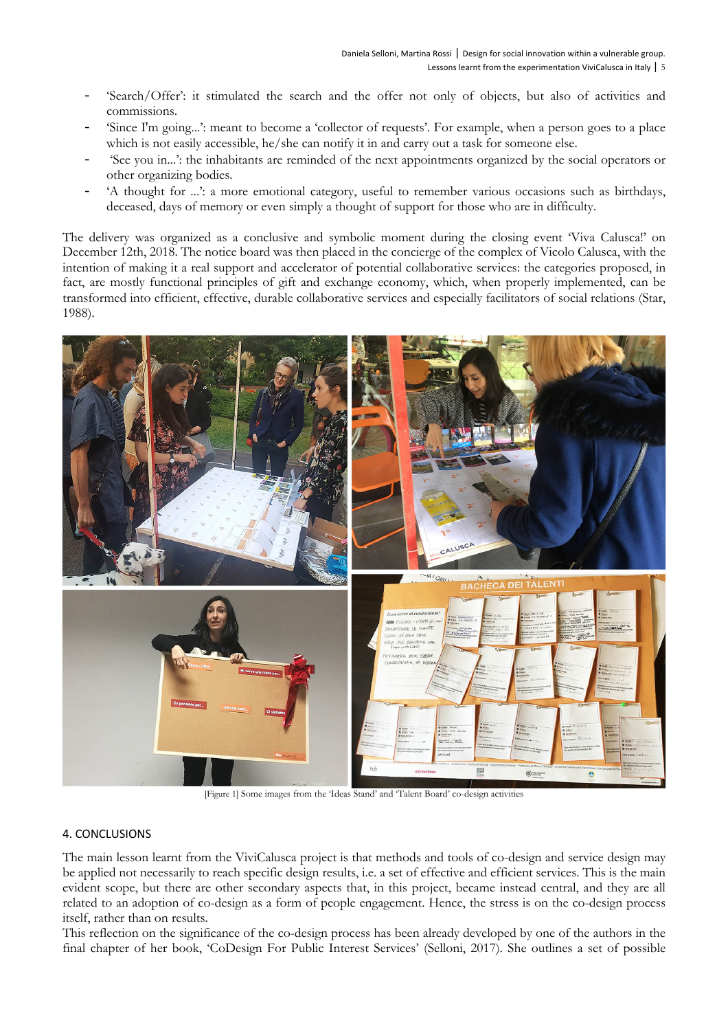- 'Search/Offer': it stimulated the search and the offer not only of objects, but also of activities and commissions.
- 'Since I'm going...': meant to become a 'collector of requests'. For example, when a person goes to a place which is not easily accessible, he/she can notify it in and carry out a task for someone else.
- 'See you in...': the inhabitants are reminded of the next appointments organized by the social operators or other organizing bodies.
- 'A thought for ...': a more emotional category, useful to remember various occasions such as birthdays, deceased, days of memory or even simply a thought of support for those who are in difficulty.

The delivery was organized as a conclusive and symbolic moment during the closing event 'Viva Calusca!' on December 12th, 2018. The notice board was then placed in the concierge of the complex of Vicolo Calusca, with the intention of making it a real support and accelerator of potential collaborative services: the categories proposed, in fact, are mostly functional principles of gift and exchange economy, which, when properly implemented, can be transformed into efficient, effective, durable collaborative services and especially facilitators of social relations (Star, 1988).

[Figure 1] Some images from the 'Ideas Stand' and 'Talent Board' co-design activities

## 4. CONCLUSIONS

The main lesson learnt from the ViviCalusca project is that methods and tools of co-design and service design may be applied not necessarily to reach specific design results, i.e. a set of effective and efficient services. This is the main evident scope, but there are other secondary aspects that, in this project, became instead central, and they are all related to an adoption of co-design as a form of people engagement. Hence, the stress is on the co-design process itself, rather than on results.

This reflection on the significance of the co-design process has been already developed by one of the authors in the final chapter of her book, 'CoDesign For Public Interest Services' (Selloni, 2017). She outlines a set of possible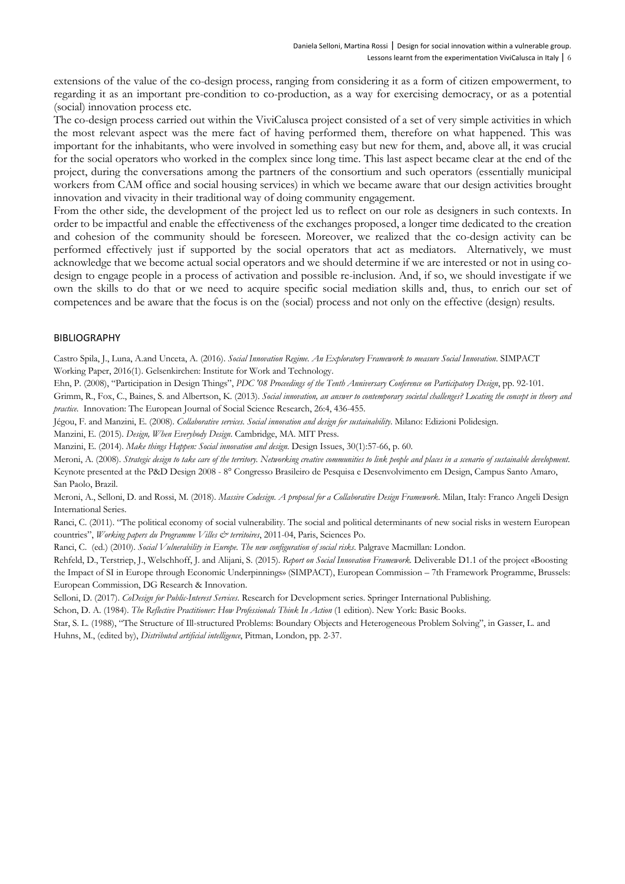extensions of the value of the co-design process, ranging from considering it as a form of citizen empowerment, to regarding it as an important pre-condition to co-production, as a way for exercising democracy, or as a potential (social) innovation process etc.

The co-design process carried out within the ViviCalusca project consisted of a set of very simple activities in which the most relevant aspect was the mere fact of having performed them, therefore on what happened. This was important for the inhabitants, who were involved in something easy but new for them, and, above all, it was crucial for the social operators who worked in the complex since long time. This last aspect became clear at the end of the project, during the conversations among the partners of the consortium and such operators (essentially municipal workers from CAM office and social housing services) in which we became aware that our design activities brought innovation and vivacity in their traditional way of doing community engagement.

From the other side, the development of the project led us to reflect on our role as designers in such contexts. In order to be impactful and enable the effectiveness of the exchanges proposed, a longer time dedicated to the creation and cohesion of the community should be foreseen. Moreover, we realized that the co-design activity can be performed effectively just if supported by the social operators that act as mediators. Alternatively, we must acknowledge that we become actual social operators and we should determine if we are interested or not in using co-design to engage people in a process of activation and possible re-inclusion. And, if so, we should investigate if we own the skills to do that or we need to acquire specific social mediation skills and, thus, to enrich our set of competences and be aware that the focus is on the (social) process and not only on the effective (design) results.

## BIBLIOGRAPHY

Castro Spila, J., Luna, A.and Unceta, A. (2016). *Social Innovation Regime. An Exploratory Framework to measure Social Innovation*. SIMPACT Working Paper, 2016(1). Gelsenkirchen: Institute for Work and Technology.

Ehn, P. (2008), "Participation in Design Things", *PDC '08 Proceedings of the Tenth Anniversary Conference on Participatory Design*, pp. 92-101.

Grimm, R., Fox, C., Baines, S. and Albertson, K. (2013). *Social innovation, an answer to contemporary societal challenges? Locating the concept in theory and practice.* Innovation: The European Journal of Social Science Research, 26:4, 436-455.

Jégou, F. and Manzini, E. (2008). *Collaborative services. Social innovation and design for sustainability*. Milano: Edizioni Polidesign.

Manzini, E. (2015). *Design, When Everybody Design*. Cambridge, MA. MIT Press.

Manzini, E. (2014). *Make things Happen: Social innovation and design*. Design Issues, 30(1):57-66, p. 60.

Meroni, A. (2008). *Strategic design to take care of the territory. Networking creative communities to link people and places in a scenario of sustainable development*. Keynote presented at the P&D Design 2008 - 8° Congresso Brasileiro de Pesquisa e Desenvolvimento em Design, Campus Santo Amaro, San Paolo, Brazil.

Meroni, A., Selloni, D. and Rossi, M. (2018). *Massive Codesign. A proposal for a Collaborative Design Framework*. Milan, Italy: Franco Angeli Design International Series.

Ranci, C. (2011). "The political economy of social vulnerability. The social and political determinants of new social risks in western European countries", *Working papers du Programme Villes & territoires*, 2011-04, Paris, Sciences Po.

Ranci, C. (ed.) (2010). *Social Vulnerability in Europe. The new configuration of social risks*. Palgrave Macmillan: London.

Rehfeld, D., Terstriep, J., Welschhoff, J. and Alijani, S. (2015). *Report on Social Innovation Framework.* Deliverable D1.1 of the project «Boosting the Impact of SI in Europe through Economic Underpinnings» (SIMPACT), European Commission – 7th Framework Programme, Brussels: European Commission, DG Research & Innovation.

Selloni, D. (2017). *CoDesign for Public-Interest Services*. Research for Development series. Springer International Publishing.

Schon, D. A. (1984). *The Reflective Practitioner: How Professionals Think In Action* (1 edition). New York: Basic Books.

Star, S. L. (1988), "The Structure of Ill-structured Problems: Boundary Objects and Heterogeneous Problem Solving", in Gasser, L. and Huhns, M., (edited by), *Distributed artificial intelligence*, Pitman, London, pp. 2-37.